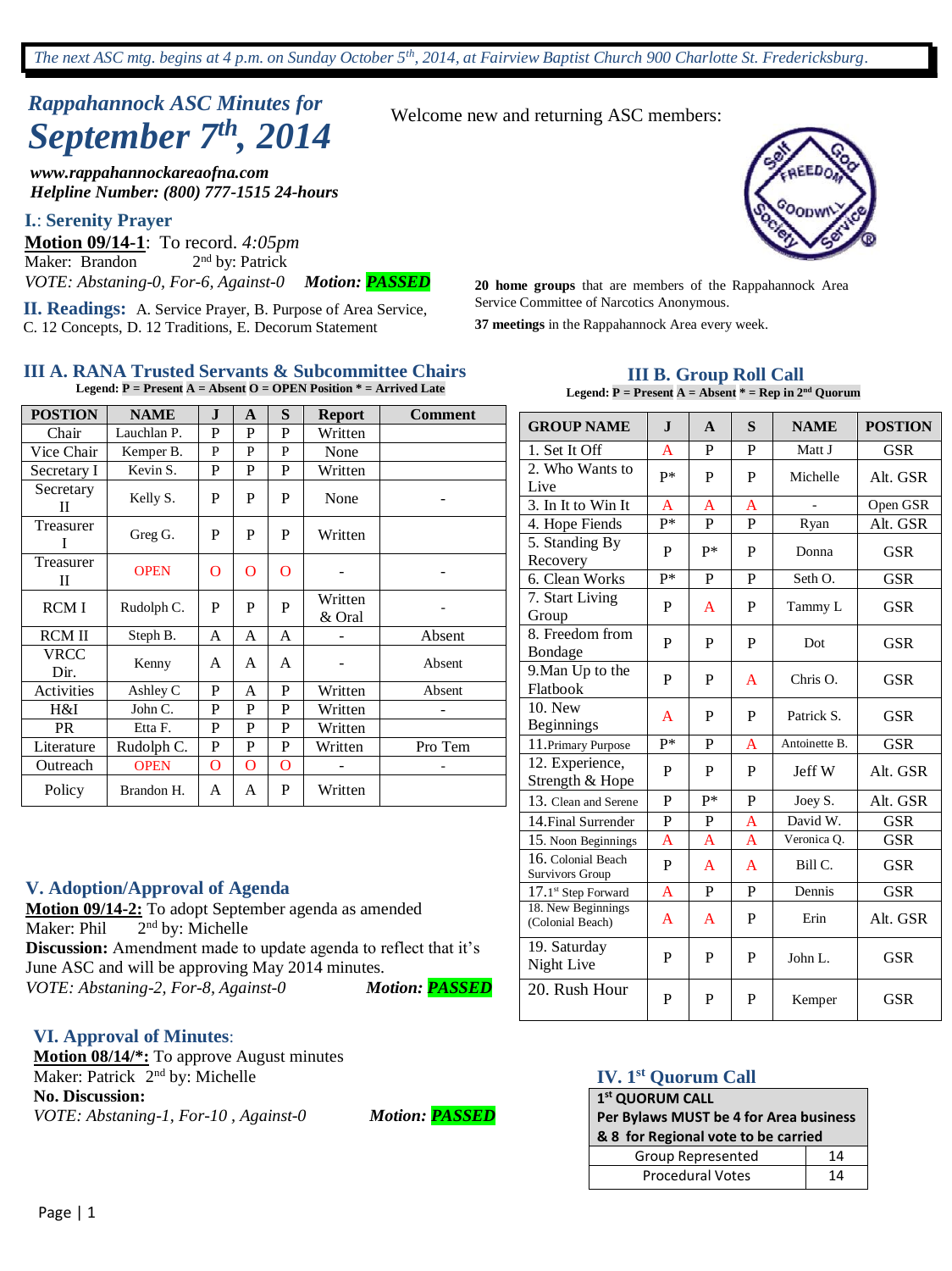*The next ASC mtg. begins at 4 p.m. on Sunday October 5th, 2014, at Fairview Baptist Church 900 Charlotte St. Fredericksburg.*

# *Rappahannock ASC Minutes for September 7th, 2014*

***www.rappahannockareaofna.com***
***Helpline Number: (800) 777-1515 24-hours***

Welcome new and returning ASC members:

**20 home groups** that are members of the Rappahannock Area Service Committee of Narcotics Anonymous.

**37 meetings** in the Rappahannock Area every week.

## I.: Serenity Prayer

**Motion 09/14-1**: To record. *4:05pm*
Maker: Brandon 2nd by: Patrick
*VOTE: Abstaning-0, For-6, Against-0* ***Motion: PASSED***

## II. Readings:

A. Service Prayer, B. Purpose of Area Service, C. 12 Concepts, D. 12 Traditions, E. Decorum Statement

## III A. RANA Trusted Servants & Subcommittee Chairs

**Legend: P = Present A = Absent O = OPEN Position * = Arrived Late**

| POSTION | NAME | J | A | S | Report | Comment |
|---|---|---|---|---|---|---|
| Chair | Lauchlan P. | P | P | P | Written | |
| Vice Chair | Kemper B. | P | P | P | None | |
| Secretary I | Kevin S. | P | P | P | Written | |
| Secretary II | Kelly S. | P | P | P | None | - |
| Treasurer I | Greg G. | P | P | P | Written | |
| Treasurer II | OPEN | O | O | O | - | - |
| RCM I | Rudolph C. | P | P | P | Written & Oral | - |
| RCM II | Steph B. | A | A | A | - | Absent |
| VRCC Dir. | Kenny | A | A | A | - | Absent |
| Activities | Ashley C | P | A | P | Written | Absent |
| H&I | John C. | P | P | P | Written | - |
| PR | Etta F. | P | P | P | Written | |
| Literature | Rudolph C. | P | P | P | Written | Pro Tem |
| Outreach | OPEN | O | O | O | - | - |
| Policy | Brandon H. | A | A | P | Written | |

## III B. Group Roll Call

**Legend: P = Present A = Absent * = Rep in 2nd Quorum**

| GROUP NAME | J | A | S | NAME | POSTION |
|---|---|---|---|---|---|
| 1. Set It Off | A | P | P | Matt J | GSR |
| 2. Who Wants to Live | P* | P | P | Michelle | Alt. GSR |
| 3. In It to Win It | A | A | A | - | Open GSR |
| 4. Hope Fiends | P* | P | P | Ryan | Alt. GSR |
| 5. Standing By Recovery | P | P* | P | Donna | GSR |
| 6. Clean Works | P* | P | P | Seth O. | GSR |
| 7. Start Living Group | P | A | P | Tammy L | GSR |
| 8. Freedom from Bondage | P | P | P | Dot | GSR |
| 9.Man Up to the Flatbook | P | P | A | Chris O. | GSR |
| 10. New Beginnings | A | P | P | Patrick S. | GSR |
| 11.Primary Purpose | P* | P | A | Antoinette B. | GSR |
| 12. Experience, Strength & Hope | P | P | P | Jeff W | Alt. GSR |
| 13. Clean and Serene | P | P* | P | Joey S. | Alt. GSR |
| 14.Final Surrender | P | P | A | David W. | GSR |
| 15. Noon Beginnings | A | A | A | Veronica Q. | GSR |
| 16. Colonial Beach Survivors Group | P | A | A | Bill C. | GSR |
| 17.1st Step Forward | A | P | P | Dennis | GSR |
| 18. New Beginnings (Colonial Beach) | A | A | P | Erin | Alt. GSR |
| 19. Saturday Night Live | P | P | P | John L. | GSR |
| 20. Rush Hour | P | P | P | Kemper | GSR |

## IV. 1st Quorum Call

| **1st QUORUM CALL Per Bylaws MUST be 4 for Area business & 8 for Regional vote to be carried** | |
|---|---|
| Group Represented | 14 |
| Procedural Votes | 14 |

## V. Adoption/Approval of Agenda

**Motion 09/14-2:** To adopt September agenda as amended
Maker: Phil 2nd by: Michelle
**Discussion:** Amendment made to update agenda to reflect that it's June ASC and will be approving May 2014 minutes.
*VOTE: Abstaning-2, For-8, Against-0* ***Motion: PASSED***

## VI. Approval of Minutes:

**Motion 08/14/*:** To approve August minutes
Maker: Patrick 2nd by: Michelle
**No. Discussion:**
*VOTE: Abstaning-1, For-10 , Against-0* ***Motion: PASSED***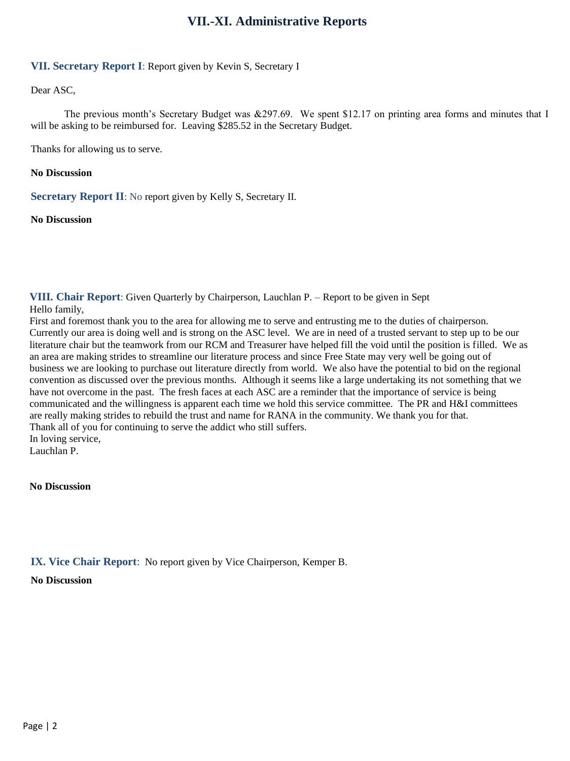# VII.-XI. Administrative Reports

**VII. Secretary Report I**: Report given by Kevin S, Secretary I

Dear ASC,

The previous month's Secretary Budget was &297.69. We spent $12.17 on printing area forms and minutes that I will be asking to be reimbursed for. Leaving $285.52 in the Secretary Budget.

Thanks for allowing us to serve.

**No Discussion**

**Secretary Report II**: No report given by Kelly S, Secretary II.

**No Discussion**

**VIII. Chair Report**: Given Quarterly by Chairperson, Lauchlan P. – Report to be given in Sept

Hello family,

First and foremost thank you to the area for allowing me to serve and entrusting me to the duties of chairperson. Currently our area is doing well and is strong on the ASC level. We are in need of a trusted servant to step up to be our literature chair but the teamwork from our RCM and Treasurer have helped fill the void until the position is filled. We as an area are making strides to streamline our literature process and since Free State may very well be going out of business we are looking to purchase out literature directly from world. We also have the potential to bid on the regional convention as discussed over the previous months. Although it seems like a large undertaking its not something that we have not overcome in the past. The fresh faces at each ASC are a reminder that the importance of service is being communicated and the willingness is apparent each time we hold this service committee. The PR and H&I committees are really making strides to rebuild the trust and name for RANA in the community. We thank you for that.

Thank all of you for continuing to serve the addict who still suffers.

In loving service,

Lauchlan P.

**No Discussion**

**IX. Vice Chair Report**: No report given by Vice Chairperson, Kemper B.

**No Discussion**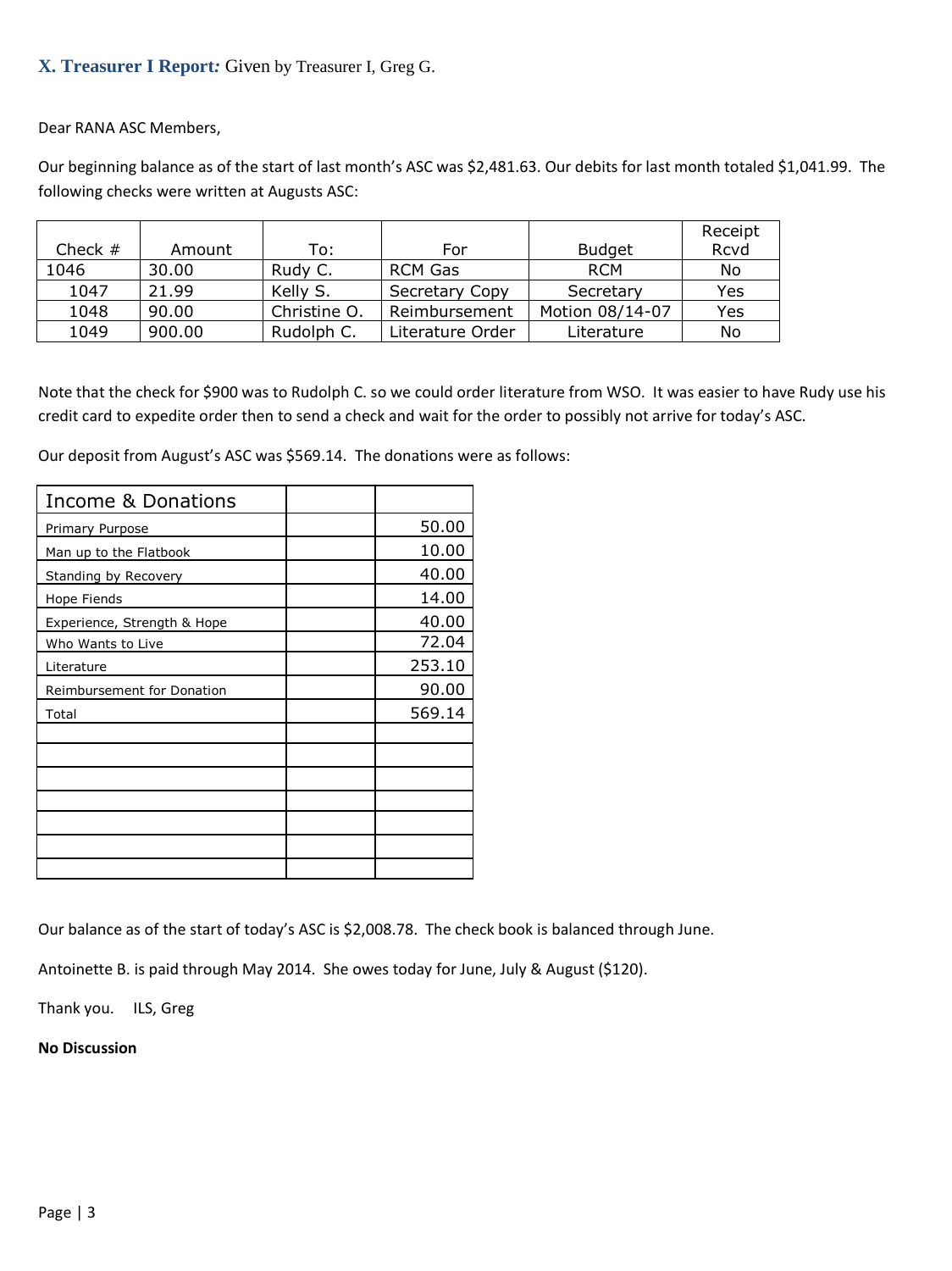## X. Treasurer I Report: Given by Treasurer I, Greg G.

Dear RANA ASC Members,

Our beginning balance as of the start of last month's ASC was $2,481.63. Our debits for last month totaled $1,041.99. The following checks were written at Augusts ASC:

| Check # | Amount | To: | For | Budget | Receipt Rcvd |
|---|---|---|---|---|---|
| 1046 | 30.00 | Rudy C. | RCM Gas | RCM | No |
| 1047 | 21.99 | Kelly S. | Secretary Copy | Secretary | Yes |
| 1048 | 90.00 | Christine O. | Reimbursement | Motion 08/14-07 | Yes |
| 1049 | 900.00 | Rudolph C. | Literature Order | Literature | No |

Note that the check for $900 was to Rudolph C. so we could order literature from WSO. It was easier to have Rudy use his credit card to expedite order then to send a check and wait for the order to possibly not arrive for today's ASC.

Our deposit from August's ASC was $569.14. The donations were as follows:

| Income & Donations | | |
|---|---|---|
| Primary Purpose | | 50.00 |
| Man up to the Flatbook | | 10.00 |
| Standing by Recovery | | 40.00 |
| Hope Fiends | | 14.00 |
| Experience, Strength & Hope | | 40.00 |
| Who Wants to Live | | 72.04 |
| Literature | | 253.10 |
| Reimbursement for Donation | | 90.00 |
| Total | | 569.14 |

Our balance as of the start of today's ASC is $2,008.78. The check book is balanced through June.

Antoinette B. is paid through May 2014. She owes today for June, July & August ($120).

Thank you. ILS, Greg

**No Discussion**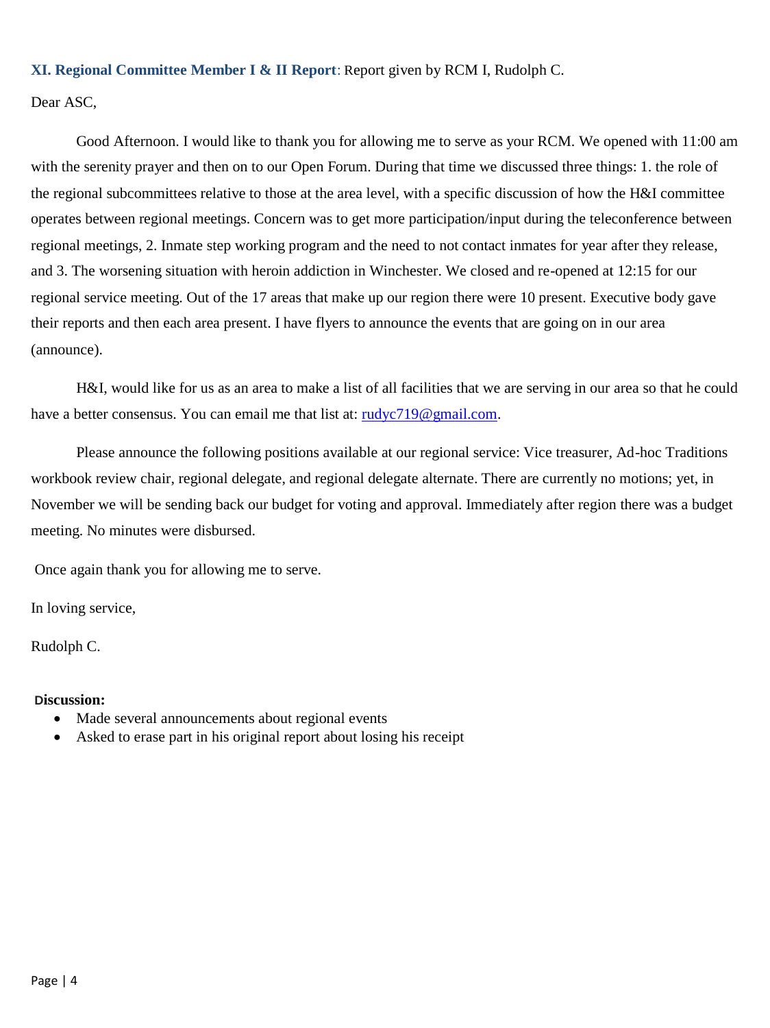### XI. Regional Committee Member I & II Report: Report given by RCM I, Rudolph C.

Dear ASC,

Good Afternoon. I would like to thank you for allowing me to serve as your RCM. We opened with 11:00 am with the serenity prayer and then on to our Open Forum. During that time we discussed three things: 1. the role of the regional subcommittees relative to those at the area level, with a specific discussion of how the H&I committee operates between regional meetings. Concern was to get more participation/input during the teleconference between regional meetings, 2. Inmate step working program and the need to not contact inmates for year after they release, and 3. The worsening situation with heroin addiction in Winchester. We closed and re-opened at 12:15 for our regional service meeting. Out of the 17 areas that make up our region there were 10 present. Executive body gave their reports and then each area present. I have flyers to announce the events that are going on in our area (announce).

H&I, would like for us as an area to make a list of all facilities that we are serving in our area so that he could have a better consensus. You can email me that list at: rudyc719@gmail.com.

Please announce the following positions available at our regional service: Vice treasurer, Ad-hoc Traditions workbook review chair, regional delegate, and regional delegate alternate. There are currently no motions; yet, in November we will be sending back our budget for voting and approval. Immediately after region there was a budget meeting. No minutes were disbursed.

Once again thank you for allowing me to serve.

In loving service,

Rudolph C.

**Discussion:**

- Made several announcements about regional events
- Asked to erase part in his original report about losing his receipt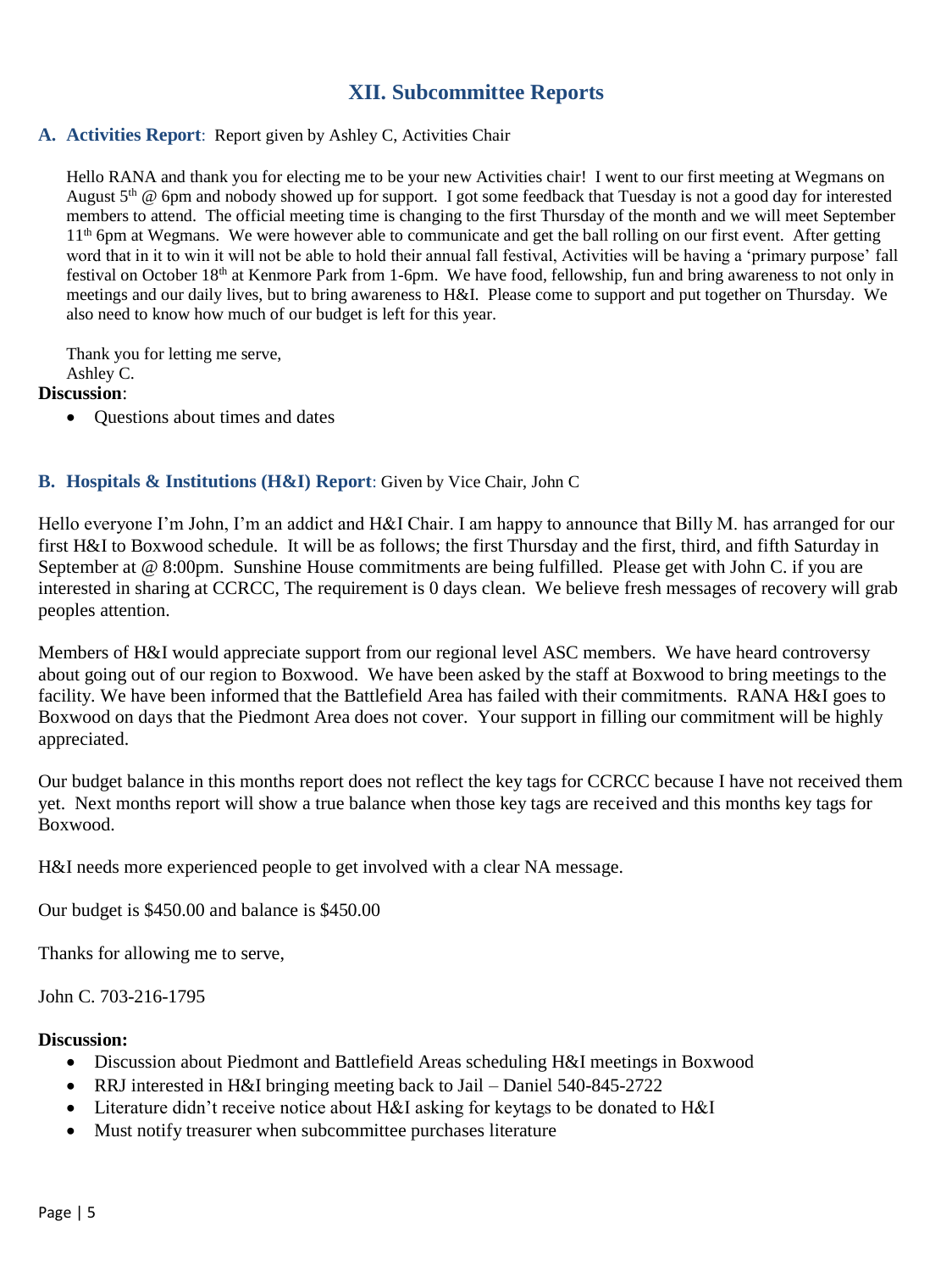## XII. Subcommittee Reports

### A. Activities Report: Report given by Ashley C, Activities Chair

Hello RANA and thank you for electing me to be your new Activities chair! I went to our first meeting at Wegmans on August 5th @ 6pm and nobody showed up for support. I got some feedback that Tuesday is not a good day for interested members to attend. The official meeting time is changing to the first Thursday of the month and we will meet September 11th 6pm at Wegmans. We were however able to communicate and get the ball rolling on our first event. After getting word that in it to win it will not be able to hold their annual fall festival, Activities will be having a 'primary purpose' fall festival on October 18th at Kenmore Park from 1-6pm. We have food, fellowship, fun and bring awareness to not only in meetings and our daily lives, but to bring awareness to H&I. Please come to support and put together on Thursday. We also need to know how much of our budget is left for this year.

Thank you for letting me serve,
Ashley C.

**Discussion**:

- Questions about times and dates

### B. Hospitals & Institutions (H&I) Report: Given by Vice Chair, John C

Hello everyone I'm John, I'm an addict and H&I Chair. I am happy to announce that Billy M. has arranged for our first H&I to Boxwood schedule. It will be as follows; the first Thursday and the first, third, and fifth Saturday in September at @ 8:00pm. Sunshine House commitments are being fulfilled. Please get with John C. if you are interested in sharing at CCRCC, The requirement is 0 days clean. We believe fresh messages of recovery will grab peoples attention.

Members of H&I would appreciate support from our regional level ASC members. We have heard controversy about going out of our region to Boxwood. We have been asked by the staff at Boxwood to bring meetings to the facility. We have been informed that the Battlefield Area has failed with their commitments. RANA H&I goes to Boxwood on days that the Piedmont Area does not cover. Your support in filling our commitment will be highly appreciated.

Our budget balance in this months report does not reflect the key tags for CCRCC because I have not received them yet. Next months report will show a true balance when those key tags are received and this months key tags for Boxwood.

H&I needs more experienced people to get involved with a clear NA message.

Our budget is $450.00 and balance is $450.00

Thanks for allowing me to serve,

John C. 703-216-1795

**Discussion:**

- Discussion about Piedmont and Battlefield Areas scheduling H&I meetings in Boxwood
- RRJ interested in H&I bringing meeting back to Jail – Daniel 540-845-2722
- Literature didn't receive notice about H&I asking for keytags to be donated to H&I
- Must notify treasurer when subcommittee purchases literature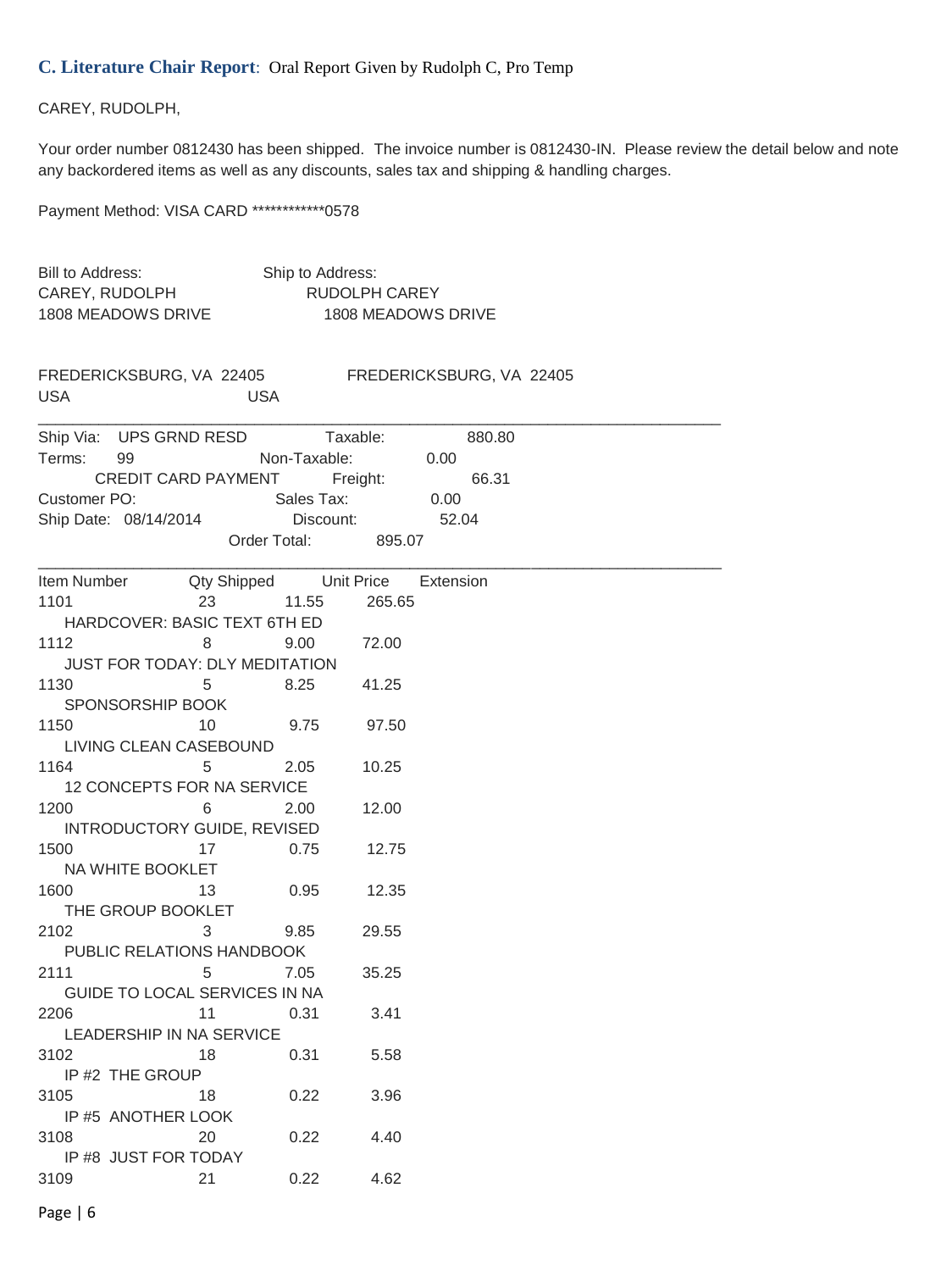**C. Literature Chair Report**: Oral Report Given by Rudolph C, Pro Temp

CAREY, RUDOLPH,

Your order number 0812430 has been shipped. The invoice number is 0812430-IN. Please review the detail below and note any backordered items as well as any discounts, sales tax and shipping & handling charges.

Payment Method: VISA CARD ************0578

| Bill to Address: | Ship to Address: |
|---|---|
| CAREY, RUDOLPH | RUDOLPH CAREY |
| 1808 MEADOWS DRIVE | 1808 MEADOWS DRIVE |
| FREDERICKSBURG, VA 22405 | FREDERICKSBURG, VA 22405 |
| USA | USA |

---

Ship Via: UPS GRND RESD  
Terms: 99 CREDIT CARD PAYMENT  
Customer PO:  
Ship Date: 08/14/2014

| | |
|---|---|
| Taxable: | 880.80 |
| Non-Taxable: | 0.00 |
| Freight: | 66.31 |
| Sales Tax: | 0.00 |
| Discount: | 52.04 |
| Order Total: | 895.07 |

---

| Item Number | Qty Shipped | Unit Price | Extension |
|---|---|---|---|
| 1101 HARDCOVER: BASIC TEXT 6TH ED | 23 | 11.55 | 265.65 |
| 1112 JUST FOR TODAY: DLY MEDITATION | 8 | 9.00 | 72.00 |
| 1130 SPONSORSHIP BOOK | 5 | 8.25 | 41.25 |
| 1150 LIVING CLEAN CASEBOUND | 10 | 9.75 | 97.50 |
| 1164 12 CONCEPTS FOR NA SERVICE | 5 | 2.05 | 10.25 |
| 1200 INTRODUCTORY GUIDE, REVISED | 6 | 2.00 | 12.00 |
| 1500 NA WHITE BOOKLET | 17 | 0.75 | 12.75 |
| 1600 THE GROUP BOOKLET | 13 | 0.95 | 12.35 |
| 2102 PUBLIC RELATIONS HANDBOOK | 3 | 9.85 | 29.55 |
| 2111 GUIDE TO LOCAL SERVICES IN NA | 5 | 7.05 | 35.25 |
| 2206 LEADERSHIP IN NA SERVICE | 11 | 0.31 | 3.41 |
| 3102 IP #2 THE GROUP | 18 | 0.31 | 5.58 |
| 3105 IP #5 ANOTHER LOOK | 18 | 0.22 | 3.96 |
| 3108 IP #8 JUST FOR TODAY | 20 | 0.22 | 4.40 |
| 3109 | 21 | 0.22 | 4.62 |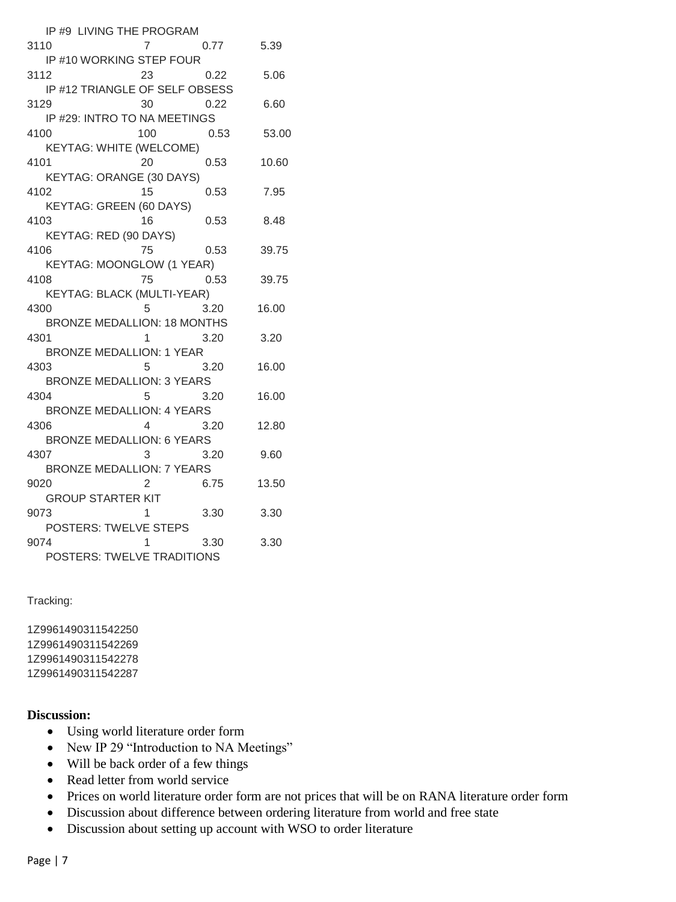IP #9 LIVING THE PROGRAM

| | | | |
|---|---|---|---|
| 3110 | 7 | 0.77 | 5.39 |
| IP #10 WORKING STEP FOUR | | | |
| 3112 | 23 | 0.22 | 5.06 |
| IP #12 TRIANGLE OF SELF OBSESS | | | |
| 3129 | 30 | 0.22 | 6.60 |
| IP #29: INTRO TO NA MEETINGS | | | |
| 4100 | 100 | 0.53 | 53.00 |
| KEYTAG: WHITE (WELCOME) | | | |
| 4101 | 20 | 0.53 | 10.60 |
| KEYTAG: ORANGE (30 DAYS) | | | |
| 4102 | 15 | 0.53 | 7.95 |
| KEYTAG: GREEN (60 DAYS) | | | |
| 4103 | 16 | 0.53 | 8.48 |
| KEYTAG: RED (90 DAYS) | | | |
| 4106 | 75 | 0.53 | 39.75 |
| KEYTAG: MOONGLOW (1 YEAR) | | | |
| 4108 | 75 | 0.53 | 39.75 |
| KEYTAG: BLACK (MULTI-YEAR) | | | |
| 4300 | 5 | 3.20 | 16.00 |
| BRONZE MEDALLION: 18 MONTHS | | | |
| 4301 | 1 | 3.20 | 3.20 |
| BRONZE MEDALLION: 1 YEAR | | | |
| 4303 | 5 | 3.20 | 16.00 |
| BRONZE MEDALLION: 3 YEARS | | | |
| 4304 | 5 | 3.20 | 16.00 |
| BRONZE MEDALLION: 4 YEARS | | | |
| 4306 | 4 | 3.20 | 12.80 |
| BRONZE MEDALLION: 6 YEARS | | | |
| 4307 | 3 | 3.20 | 9.60 |
| BRONZE MEDALLION: 7 YEARS | | | |
| 9020 | 2 | 6.75 | 13.50 |
| GROUP STARTER KIT | | | |
| 9073 | 1 | 3.30 | 3.30 |
| POSTERS: TWELVE STEPS | | | |
| 9074 | 1 | 3.30 | 3.30 |
| POSTERS: TWELVE TRADITIONS | | | |

Tracking:

1Z9961490311542250
1Z9961490311542269
1Z9961490311542278
1Z9961490311542287

**Discussion:**

- Using world literature order form
- New IP 29 "Introduction to NA Meetings"
- Will be back order of a few things
- Read letter from world service
- Prices on world literature order form are not prices that will be on RANA literature order form
- Discussion about difference between ordering literature from world and free state
- Discussion about setting up account with WSO to order literature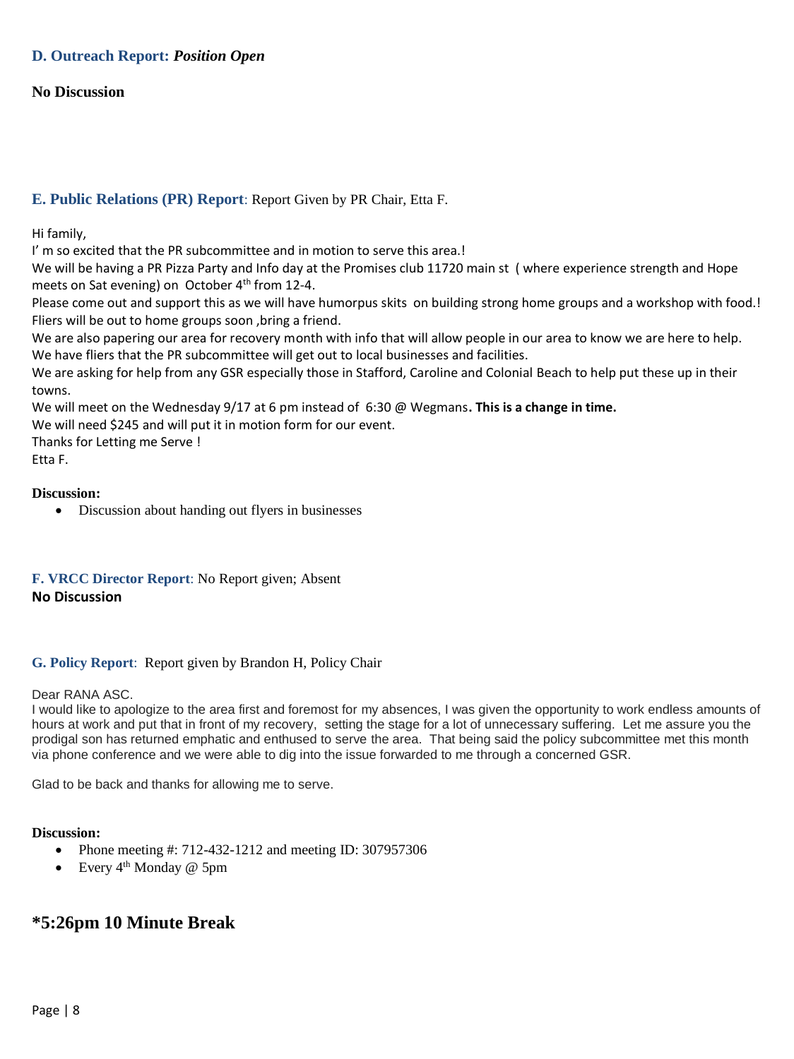### D. Outreach Report: *Position Open*

**No Discussion**

### E. Public Relations (PR) Report: Report Given by PR Chair, Etta F.

Hi family,

I' m so excited that the PR subcommittee and in motion to serve this area.!

We will be having a PR Pizza Party and Info day at the Promises club 11720 main st ( where experience strength and Hope meets on Sat evening) on October 4th from 12-4.

Please come out and support this as we will have humorpus skits on building strong home groups and a workshop with food.! Fliers will be out to home groups soon ,bring a friend.

We are also papering our area for recovery month with info that will allow people in our area to know we are here to help. We have fliers that the PR subcommittee will get out to local businesses and facilities.

We are asking for help from any GSR especially those in Stafford, Caroline and Colonial Beach to help put these up in their towns.

We will meet on the Wednesday 9/17 at 6 pm instead of 6:30 @ Wegmans**. This is a change in time.**

We will need $245 and will put it in motion form for our event.

Thanks for Letting me Serve !

Etta F.

**Discussion:**

- Discussion about handing out flyers in businesses

### F. VRCC Director Report: No Report given; Absent

**No Discussion**

### G. Policy Report: Report given by Brandon H, Policy Chair

Dear RANA ASC.

I would like to apologize to the area first and foremost for my absences, I was given the opportunity to work endless amounts of hours at work and put that in front of my recovery, setting the stage for a lot of unnecessary suffering. Let me assure you the prodigal son has returned emphatic and enthused to serve the area. That being said the policy subcommittee met this month via phone conference and we were able to dig into the issue forwarded to me through a concerned GSR.

Glad to be back and thanks for allowing me to serve.

**Discussion:**

- Phone meeting #: 712-432-1212 and meeting ID: 307957306
- Every 4th Monday @ 5pm

## *5:26pm 10 Minute Break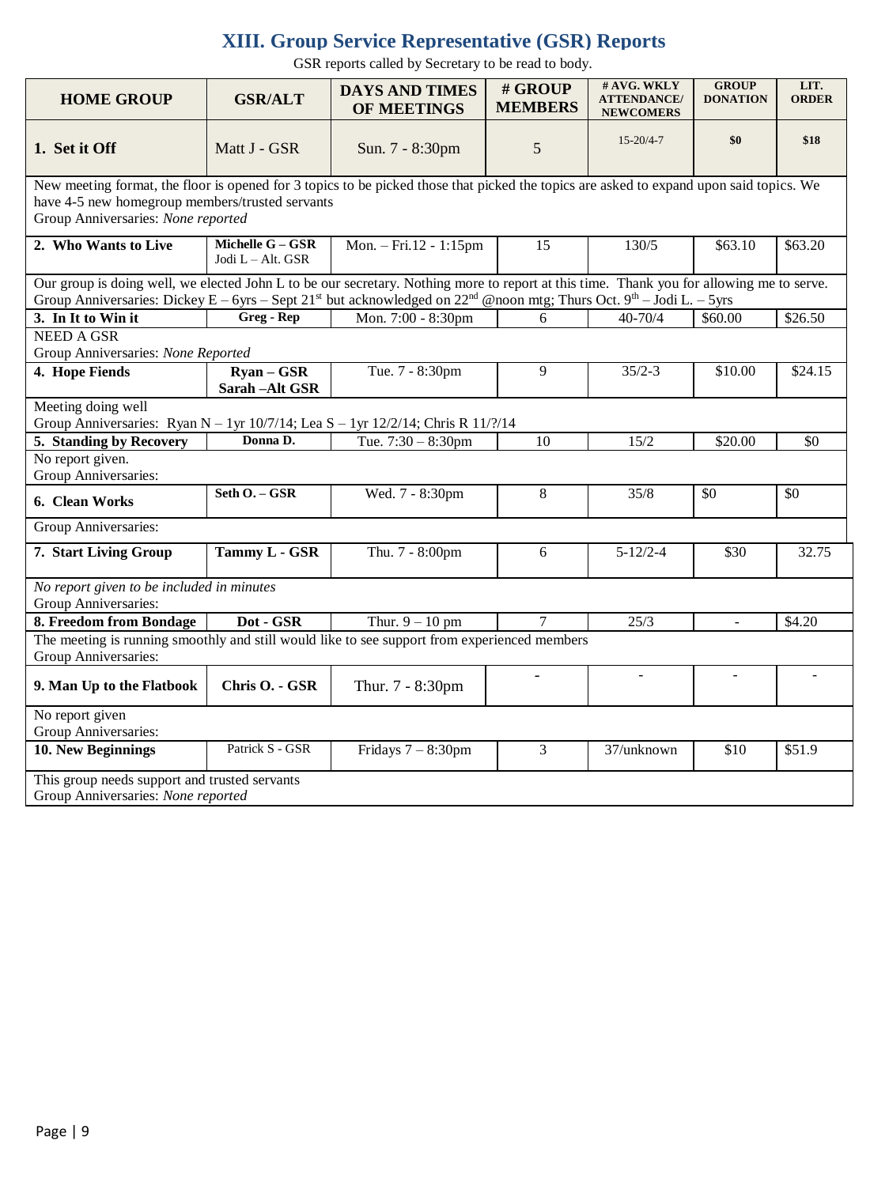# XIII. Group Service Representative (GSR) Reports

GSR reports called by Secretary to be read to body.

| HOME GROUP | GSR/ALT | DAYS AND TIMES OF MEETINGS | # GROUP MEMBERS | # AVG. WKLY ATTENDANCE/ NEWCOMERS | GROUP DONATION | LIT. ORDER |
|---|---|---|---|---|---|---|
| **1. Set it Off** | Matt J - GSR | Sun. 7 - 8:30pm | 5 | 15-20/4-7 | **$0** | **$18** |
| New meeting format, the floor is opened for 3 topics to be picked those that picked the topics are asked to expand upon said topics. We have 4-5 new homegroup members/trusted servants<br>Group Anniversaries: *None reported* | | | | | | |
| **2. Who Wants to Live** | **Michelle G – GSR**<br>Jodi L – Alt. GSR | Mon. – Fri.12 - 1:15pm | 15 | 130/5 | $63.10 | $63.20 |
| Our group is doing well, we elected John L to be our secretary. Nothing more to report at this time. Thank you for allowing me to serve.<br>Group Anniversaries: Dickey E – 6yrs – Sept 21st but acknowledged on 22nd @noon mtg; Thurs Oct. 9th – Jodi L. – 5yrs | | | | | | |
| **3. In It to Win it** | **Greg - Rep** | Mon. 7:00 - 8:30pm | 6 | 40-70/4 | $60.00 | $26.50 |
| NEED A GSR<br>Group Anniversaries: *None Reported* | | | | | | |
| **4. Hope Fiends** | **Ryan – GSR**<br>**Sarah –Alt GSR** | Tue. 7 - 8:30pm | 9 | 35/2-3 | $10.00 | $24.15 |
| Meeting doing well<br>Group Anniversaries: Ryan N – 1yr 10/7/14; Lea S – 1yr 12/2/14; Chris R 11/?/14 | | | | | | |
| **5. Standing by Recovery** | **Donna D.** | Tue. 7:30 – 8:30pm | 10 | 15/2 | $20.00 | $0 |
| No report given.<br>Group Anniversaries: | | | | | | |
| **6. Clean Works** | **Seth O. – GSR** | Wed. 7 - 8:30pm | 8 | 35/8 | $0 | $0 |
| Group Anniversaries: | | | | | | |
| **7. Start Living Group** | **Tammy L - GSR** | Thu. 7 - 8:00pm | 6 | 5-12/2-4 | $30 | 32.75 |
| *No report given to be included in minutes*<br>Group Anniversaries: | | | | | | |
| **8. Freedom from Bondage** | **Dot - GSR** | Thur. 9 – 10 pm | 7 | 25/3 | - | $4.20 |
| The meeting is running smoothly and still would like to see support from experienced members<br>Group Anniversaries: | | | | | | |
| **9. Man Up to the Flatbook** | **Chris O. - GSR** | Thur. 7 - 8:30pm | - | - | - | - |
| No report given<br>Group Anniversaries: | | | | | | |
| **10. New Beginnings** | Patrick S - GSR | Fridays 7 – 8:30pm | 3 | 37/unknown | $10 | $51.9 |
| This group needs support and trusted servants<br>Group Anniversaries: *None reported* | | | | | | |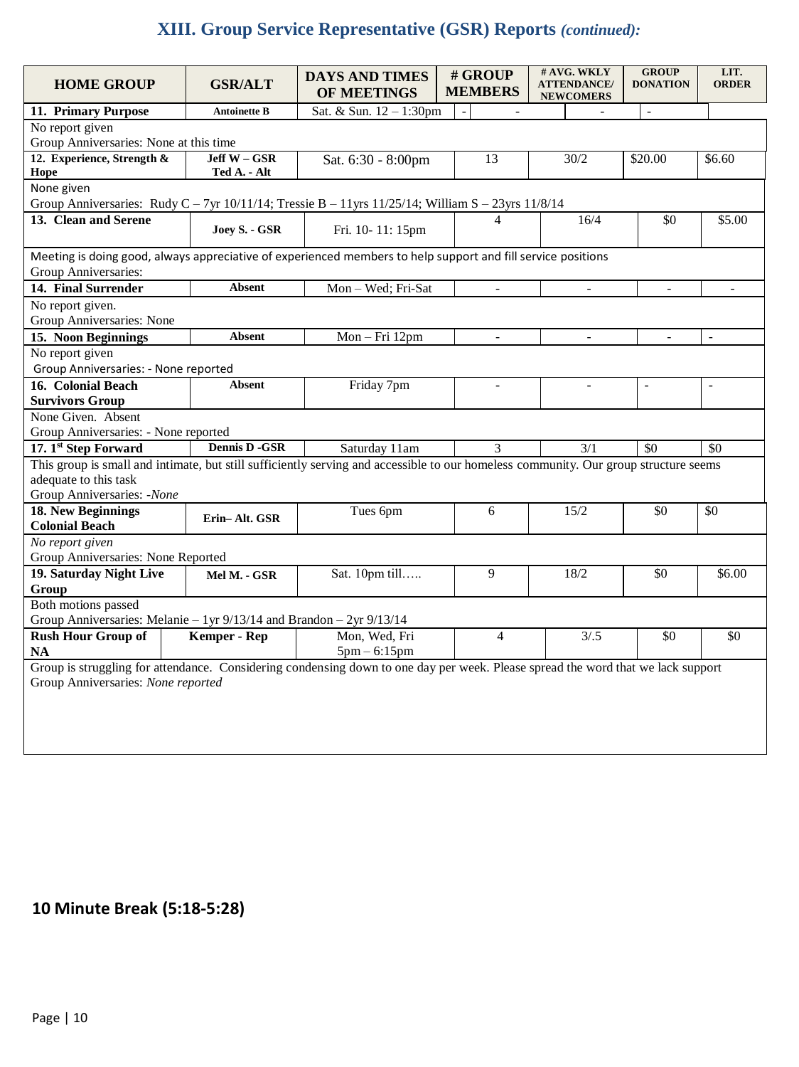# XIII. Group Service Representative (GSR) Reports *(continued):*

| HOME GROUP | GSR/ALT | DAYS AND TIMES OF MEETINGS | # GROUP MEMBERS | # AVG. WKLY ATTENDANCE/ NEWCOMERS | GROUP DONATION | LIT. ORDER |
|---|---|---|---|---|---|---|
| **11. Primary Purpose** | **Antoinette B** | Sat. & Sun. 12 – 1:30pm | - | - | - | |
| No report given<br>Group Anniversaries: None at this time | | | | | | |
| **12. Experience, Strength & Hope** | **Jeff W – GSR**<br>**Ted A. - Alt** | Sat. 6:30 - 8:00pm | 13 | 30/2 | $20.00 | $6.60 |
| None given<br>Group Anniversaries: Rudy C – 7yr 10/11/14; Tressie B – 11yrs 11/25/14; William S – 23yrs 11/8/14 | | | | | | |
| **13. Clean and Serene** | **Joey S. - GSR** | Fri. 10- 11: 15pm | 4 | 16/4 | $0 | $5.00 |
| Meeting is doing good, always appreciative of experienced members to help support and fill service positions<br>Group Anniversaries: | | | | | | |
| **14. Final Surrender** | **Absent** | Mon – Wed; Fri-Sat | - | - | - | - |
| No report given.<br>Group Anniversaries: None | | | | | | |
| **15. Noon Beginnings** | **Absent** | Mon – Fri 12pm | - | - | - | - |
| No report given<br>Group Anniversaries: - None reported | | | | | | |
| **16. Colonial Beach Survivors Group** | **Absent** | Friday 7pm | - | - | - | - |
| None Given. Absent<br>Group Anniversaries: - None reported | | | | | | |
| **17. 1st Step Forward** | **Dennis D -GSR** | Saturday 11am | 3 | 3/1 | $0 | $0 |
| This group is small and intimate, but still sufficiently serving and accessible to our homeless community. Our group structure seems adequate to this task<br>Group Anniversaries: *-None* | | | | | | |
| **18. New Beginnings Colonial Beach** | **Erin– Alt. GSR** | Tues 6pm | 6 | 15/2 | $0 | $0 |
| *No report given*<br>Group Anniversaries: None Reported | | | | | | |
| **19. Saturday Night Live Group** | **Mel M. - GSR** | Sat. 10pm till….. | 9 | 18/2 | $0 | $6.00 |
| Both motions passed<br>Group Anniversaries: Melanie – 1yr 9/13/14 and Brandon – 2yr 9/13/14 | | | | | | |
| **Rush Hour Group of NA** | **Kemper - Rep** | Mon, Wed, Fri<br>5pm – 6:15pm | 4 | 3/.5 | $0 | $0 |
| Group is struggling for attendance. Considering condensing down to one day per week. Please spread the word that we lack support<br>Group Anniversaries: *None reported* | | | | | | |

## 10 Minute Break (5:18-5:28)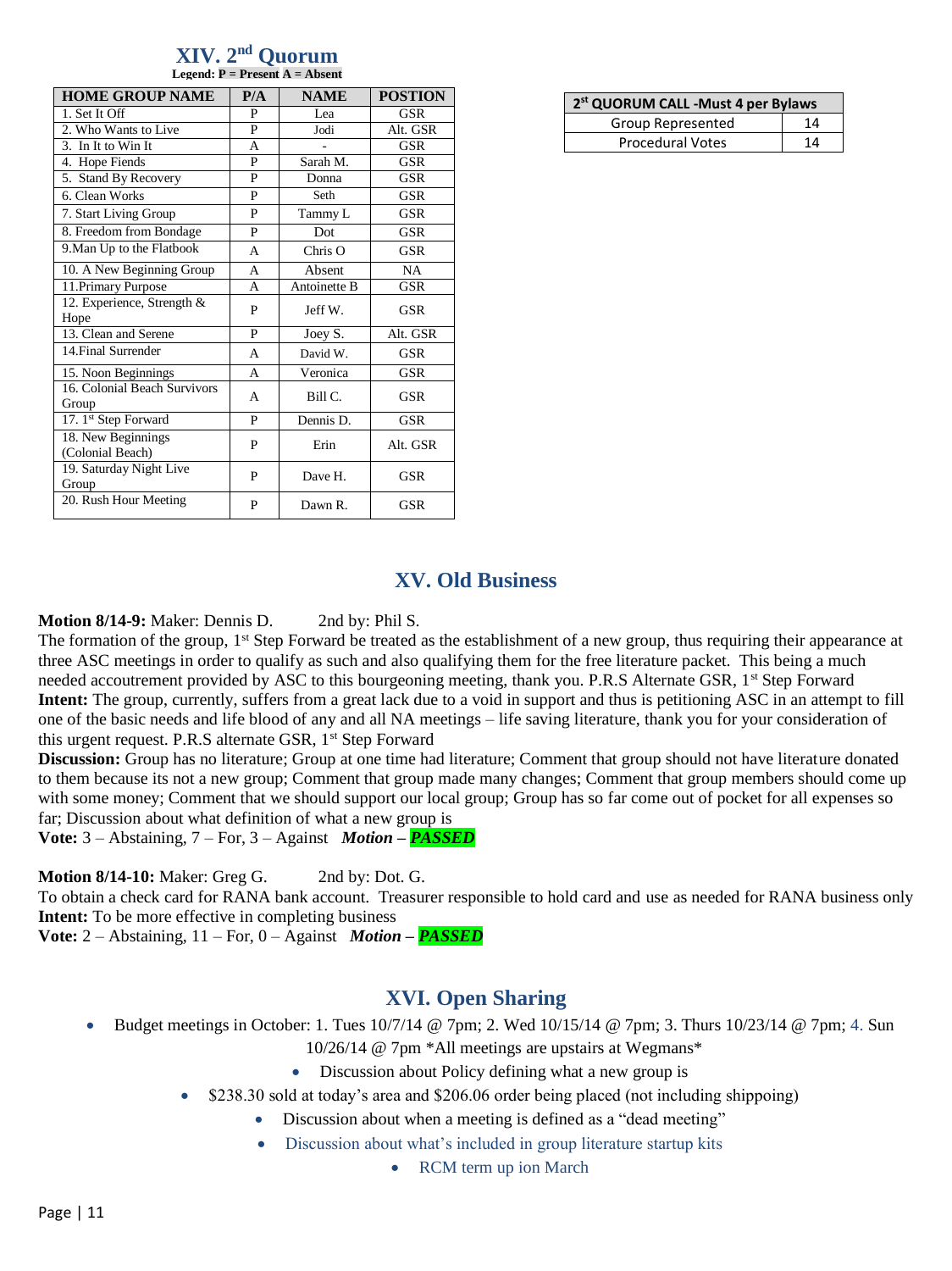## XIV. 2nd Quorum

**Legend: P = Present A = Absent**

| HOME GROUP NAME | P/A | NAME | POSTION |
|---|---|---|---|
| 1. Set It Off | P | Lea | GSR |
| 2. Who Wants to Live | P | Jodi | Alt. GSR |
| 3. In It to Win It | A | - | GSR |
| 4. Hope Fiends | P | Sarah M. | GSR |
| 5. Stand By Recovery | P | Donna | GSR |
| 6. Clean Works | P | Seth | GSR |
| 7. Start Living Group | P | Tammy L | GSR |
| 8. Freedom from Bondage | P | Dot | GSR |
| 9.Man Up to the Flatbook | A | Chris O | GSR |
| 10. A New Beginning Group | A | Absent | NA |
| 11.Primary Purpose | A | Antoinette B | GSR |
| 12. Experience, Strength & Hope | P | Jeff W. | GSR |
| 13. Clean and Serene | P | Joey S. | Alt. GSR |
| 14.Final Surrender | A | David W. | GSR |
| 15. Noon Beginnings | A | Veronica | GSR |
| 16. Colonial Beach Survivors Group | A | Bill C. | GSR |
| 17. 1st Step Forward | P | Dennis D. | GSR |
| 18. New Beginnings (Colonial Beach) | P | Erin | Alt. GSR |
| 19. Saturday Night Live Group | P | Dave H. | GSR |
| 20. Rush Hour Meeting | P | Dawn R. | GSR |

| 2st QUORUM CALL -Must 4 per Bylaws | |
|---|---|
| Group Represented | 14 |
| Procedural Votes | 14 |

## XV. Old Business

**Motion 8/14-9:** Maker: Dennis D. 2nd by: Phil S.
The formation of the group, 1st Step Forward be treated as the establishment of a new group, thus requiring their appearance at three ASC meetings in order to qualify as such and also qualifying them for the free literature packet. This being a much needed accoutrement provided by ASC to this bourgeoning meeting, thank you. P.R.S Alternate GSR, 1st Step Forward
**Intent:** The group, currently, suffers from a great lack due to a void in support and thus is petitioning ASC in an attempt to fill one of the basic needs and life blood of any and all NA meetings – life saving literature, thank you for your consideration of this urgent request. P.R.S alternate GSR, 1st Step Forward
**Discussion:** Group has no literature; Group at one time had literature; Comment that group should not have literature donated to them because its not a new group; Comment that group made many changes; Comment that group members should come up with some money; Comment that we should support our local group; Group has so far come out of pocket for all expenses so far; Discussion about what definition of what a new group is
**Vote:** 3 – Abstaining, 7 – For, 3 – Against ***Motion* – *PASSED***

**Motion 8/14-10:** Maker: Greg G. 2nd by: Dot. G.
To obtain a check card for RANA bank account. Treasurer responsible to hold card and use as needed for RANA business only
**Intent:** To be more effective in completing business
**Vote:** 2 – Abstaining, 11 – For, 0 – Against ***Motion* – *PASSED***

## XVI. Open Sharing

- Budget meetings in October: 1. Tues 10/7/14 @ 7pm; 2. Wed 10/15/14 @ 7pm; 3. Thurs 10/23/14 @ 7pm; 4. Sun 10/26/14 @ 7pm *All meetings are upstairs at Wegmans*
- Discussion about Policy defining what a new group is
- $238.30 sold at today's area and $206.06 order being placed (not including shippoing)
- Discussion about when a meeting is defined as a "dead meeting"
- Discussion about what's included in group literature startup kits
- RCM term up ion March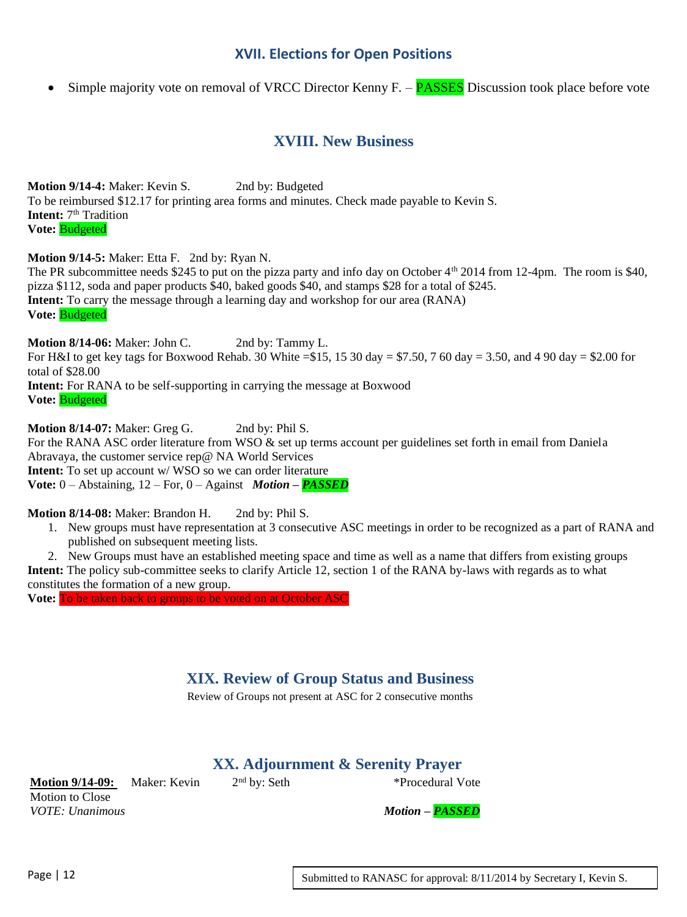## XVII. Elections for Open Positions

- Simple majority vote on removal of VRCC Director Kenny F. – PASSES Discussion took place before vote

## XVIII. New Business

**Motion 9/14-4:** Maker: Kevin S. 2nd by: Budgeted
To be reimbursed $12.17 for printing area forms and minutes. Check made payable to Kevin S.
**Intent:** 7th Tradition
**Vote:** Budgeted

**Motion 9/14-5:** Maker: Etta F. 2nd by: Ryan N.
The PR subcommittee needs $245 to put on the pizza party and info day on October 4th 2014 from 12-4pm. The room is $40, pizza $112, soda and paper products $40, baked goods $40, and stamps $28 for a total of $245.
**Intent:** To carry the message through a learning day and workshop for our area (RANA)
**Vote:** Budgeted

**Motion 8/14-06:** Maker: John C. 2nd by: Tammy L.
For H&I to get key tags for Boxwood Rehab. 30 White =$15, 15 30 day = $7.50, 7 60 day = 3.50, and 4 90 day = $2.00 for total of $28.00
**Intent:** For RANA to be self-supporting in carrying the message at Boxwood
**Vote:** Budgeted

**Motion 8/14-07:** Maker: Greg G. 2nd by: Phil S.
For the RANA ASC order literature from WSO & set up terms account per guidelines set forth in email from Daniela Abravaya, the customer service rep@ NA World Services
**Intent:** To set up account w/ WSO so we can order literature
**Vote:** 0 – Abstaining, 12 – For, 0 – Against ***Motion – PASSED***

**Motion 8/14-08:** Maker: Brandon H. 2nd by: Phil S.

1. New groups must have representation at 3 consecutive ASC meetings in order to be recognized as a part of RANA and published on subsequent meeting lists.
2. New Groups must have an established meeting space and time as well as a name that differs from existing groups

**Intent:** The policy sub-committee seeks to clarify Article 12, section 1 of the RANA by-laws with regards as to what constitutes the formation of a new group.
**Vote:** To be taken back to groups to be voted on at October ASC

## XIX. Review of Group Status and Business

Review of Groups not present at ASC for 2 consecutive months

## XX. Adjournment & Serenity Prayer

**Motion 9/14-09:** Maker: Kevin 2nd by: Seth *Procedural Vote
Motion to Close
*VOTE: Unanimous* ***Motion – PASSED***

Submitted to RANASC for approval: 8/11/2014 by Secretary I, Kevin S.